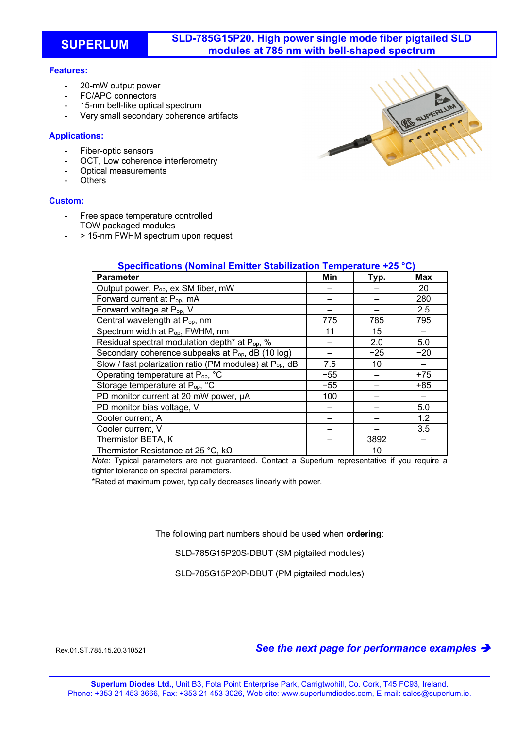# SUPERLUM

## SLD-785G15P20. High power single mode fiber pigtailed SLD modules at 785 nm with bell-shaped spectrum

### Features:

- 20-mW output power
- FC/APC connectors
- 15-nm bell-like optical spectrum
- Very small secondary coherence artifacts

### Applications:

- Fiber-optic sensors
- OCT, Low coherence interferometry
- Optical measurements
- Others

### Custom:

- Free space temperature controlled TOW packaged modules
- > 15-nm FWHM spectrum upon request

### Specifications (Nominal Emitter Stabilization Temperature +25 °C)

| Parameter | Min | Typ. | Max |
|---|---|---|---|
| Output power, $P_{op}$, ex SM fiber, mW | – | – | 20 |
| Forward current at $P_{op}$, mA | – | – | 280 |
| Forward voltage at $P_{op}$, V | – | – | 2.5 |
| Central wavelength at $P_{op}$, nm | 775 | 785 | 795 |
| Spectrum width at $P_{op}$, FWHM, nm | 11 | 15 | – |
| Residual spectral modulation depth* at $P_{op}$, % | – | 2.0 | 5.0 |
| Secondary coherence subpeaks at $P_{op}$, dB (10 log) | – | −25 | −20 |
| Slow / fast polarization ratio (PM modules) at $P_{op}$, dB | 7.5 | 10 | – |
| Operating temperature at $P_{op}$, °C | −55 | – | +75 |
| Storage temperature at $P_{op}$, °C | −55 | – | +85 |
| PD monitor current at 20 mW power, μA | 100 | – | – |
| PD monitor bias voltage, V | – | – | 5.0 |
| Cooler current, A | – | – | 1.2 |
| Cooler current, V | – | – | 3.5 |
| Thermistor BETA, K | – | 3892 | – |
| Thermistor Resistance at 25 °C, kΩ | – | 10 | – |

*Note*: Typical parameters are not guaranteed. Contact a Superlum representative if you require a tighter tolerance on spectral parameters.

*Rated at maximum power, typically decreases linearly with power.

The following part numbers should be used when **ordering**:

SLD-785G15P20S-DBUT (SM pigtailed modules)

SLD-785G15P20P-DBUT (PM pigtailed modules)

Rev.01.ST.785.15.20.310521

***See the next page for performance examples →***

**Superlum Diodes Ltd.**, Unit B3, Fota Point Enterprise Park, Carrigtwohill, Co. Cork, T45 FC93, Ireland.
Phone: +353 21 453 3666, Fax: +353 21 453 3026, Web site: www.superlumdiodes.com, E-mail: sales@superlum.ie.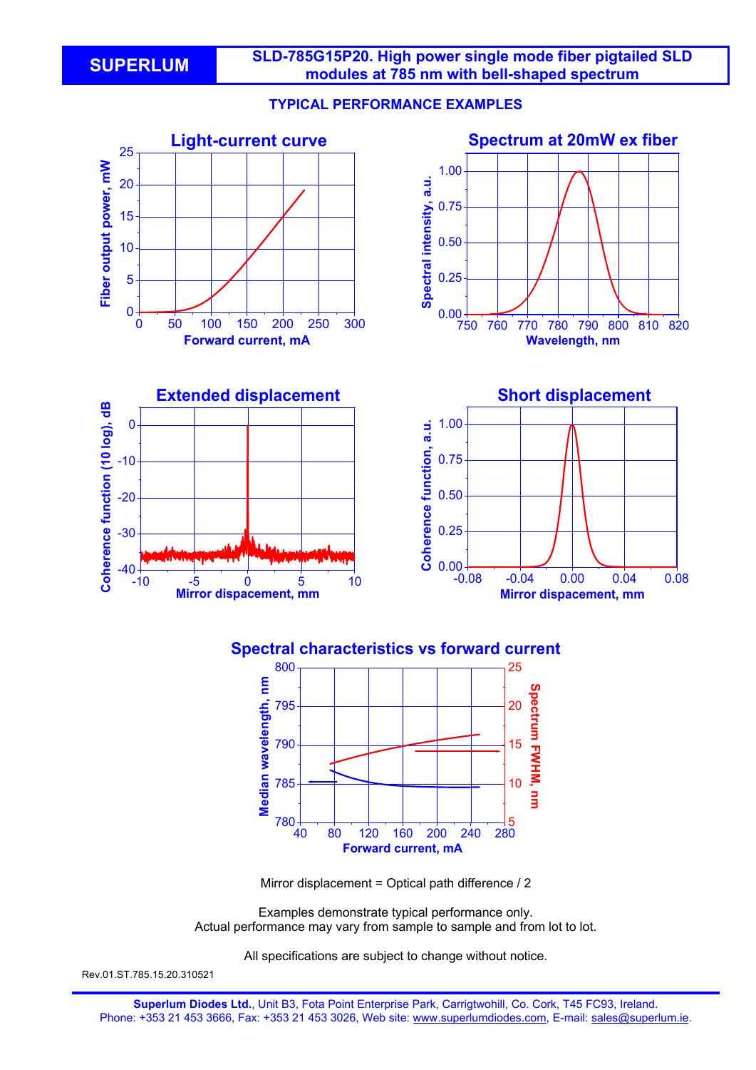**SUPERLUM**

# SLD-785G15P20. High power single mode fiber pigtailed SLD modules at 785 nm with bell-shaped spectrum

## TYPICAL PERFORMANCE EXAMPLES

**Light-current curve**

Fiber output power, mW

25
20
15
10
5
0

0 50 100 150 200 250 300

Forward current, mA

**Spectrum at 20mW ex fiber**

Spectral intensity, a.u.

1.00
0.75
0.50
0.25
0.00

750 760 770 780 790 800 810 820

Wavelength, nm

**Extended displacement**

Coherence function (10 log), dB

0
-10
-20
-30
-40

-10 -5 0 5 10

Mirror dispacement, mm

**Short displacement**

Coherence function, a.u.

1.00
0.75
0.50
0.25
0.00

-0.08 -0.04 0.00 0.04 0.08

Mirror dispacement, mm

**Spectral characteristics vs forward current**

Median wavelength, nm

800
795
790
785
780

Spectrum FWHM, nm

25
20
15
10
5

40 80 120 160 200 240 280

Forward current, mA

Mirror displacement = Optical path difference / 2

Examples demonstrate typical performance only.
Actual performance may vary from sample to sample and from lot to lot.

All specifications are subject to change without notice.

Rev.01.ST.785.15.20.310521

**Superlum Diodes Ltd.**, Unit B3, Fota Point Enterprise Park, Carrigtwohill, Co. Cork, T45 FC93, Ireland.
Phone: +353 21 453 3666, Fax: +353 21 453 3026, Web site: www.superlumdiodes.com, E-mail: sales@superlum.ie.